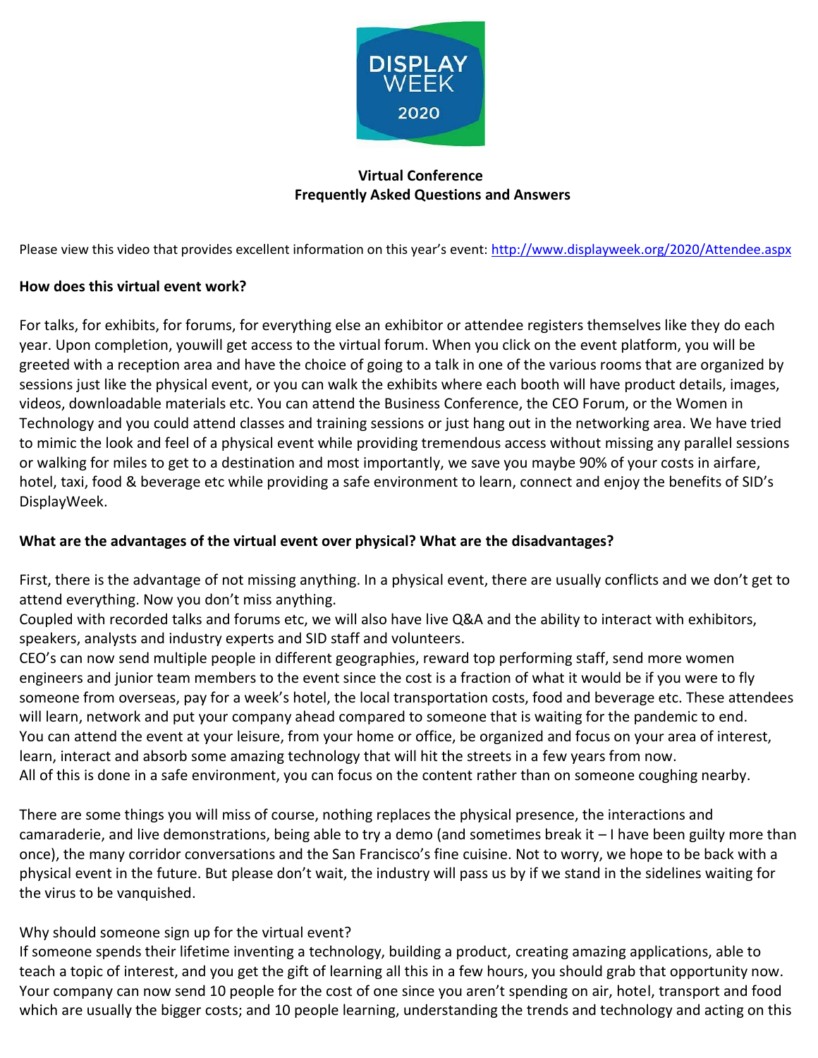**Virtual Conference**
**Frequently Asked Questions and Answers**

Please view this video that provides excellent information on this year's event: http://www.displayweek.org/2020/Attendee.aspx

**How does this virtual event work?**

For talks, for exhibits, for forums, for everything else an exhibitor or attendee registers themselves like they do each year. Upon completion, youwill get access to the virtual forum. When you click on the event platform, you will be greeted with a reception area and have the choice of going to a talk in one of the various rooms that are organized by sessions just like the physical event, or you can walk the exhibits where each booth will have product details, images, videos, downloadable materials etc. You can attend the Business Conference, the CEO Forum, or the Women in Technology and you could attend classes and training sessions or just hang out in the networking area. We have tried to mimic the look and feel of a physical event while providing tremendous access without missing any parallel sessions or walking for miles to get to a destination and most importantly, we save you maybe 90% of your costs in airfare, hotel, taxi, food & beverage etc while providing a safe environment to learn, connect and enjoy the benefits of SID's DisplayWeek.

**What are the advantages of the virtual event over physical? What are the disadvantages?**

First, there is the advantage of not missing anything. In a physical event, there are usually conflicts and we don't get to attend everything. Now you don't miss anything.
Coupled with recorded talks and forums etc, we will also have live Q&A and the ability to interact with exhibitors, speakers, analysts and industry experts and SID staff and volunteers.
CEO's can now send multiple people in different geographies, reward top performing staff, send more women engineers and junior team members to the event since the cost is a fraction of what it would be if you were to fly someone from overseas, pay for a week's hotel, the local transportation costs, food and beverage etc. These attendees will learn, network and put your company ahead compared to someone that is waiting for the pandemic to end.
You can attend the event at your leisure, from your home or office, be organized and focus on your area of interest, learn, interact and absorb some amazing technology that will hit the streets in a few years from now.
All of this is done in a safe environment, you can focus on the content rather than on someone coughing nearby.

There are some things you will miss of course, nothing replaces the physical presence, the interactions and camaraderie, and live demonstrations, being able to try a demo (and sometimes break it – I have been guilty more than once), the many corridor conversations and the San Francisco's fine cuisine. Not to worry, we hope to be back with a physical event in the future. But please don't wait, the industry will pass us by if we stand in the sidelines waiting for the virus to be vanquished.

Why should someone sign up for the virtual event?
If someone spends their lifetime inventing a technology, building a product, creating amazing applications, able to teach a topic of interest, and you get the gift of learning all this in a few hours, you should grab that opportunity now. Your company can now send 10 people for the cost of one since you aren't spending on air, hotel, transport and food which are usually the bigger costs; and 10 people learning, understanding the trends and technology and acting on this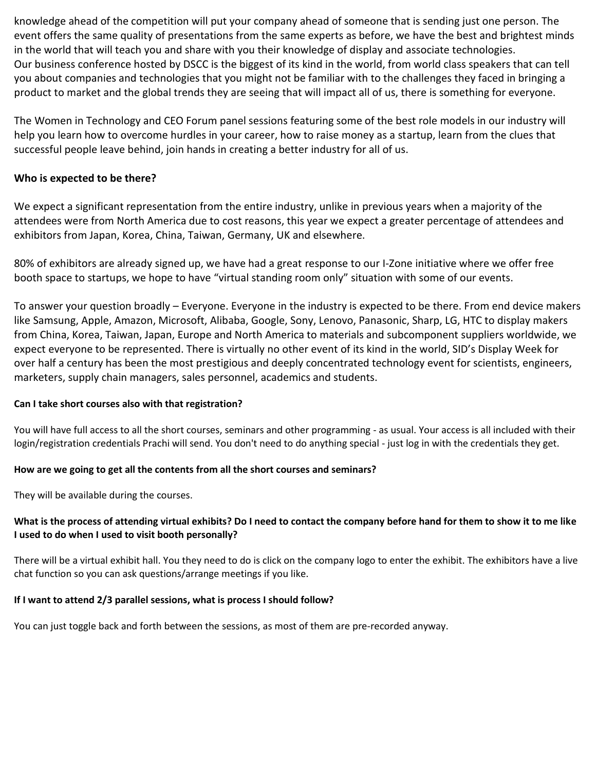knowledge ahead of the competition will put your company ahead of someone that is sending just one person. The event offers the same quality of presentations from the same experts as before, we have the best and brightest minds in the world that will teach you and share with you their knowledge of display and associate technologies.
Our business conference hosted by DSCC is the biggest of its kind in the world, from world class speakers that can tell you about companies and technologies that you might not be familiar with to the challenges they faced in bringing a product to market and the global trends they are seeing that will impact all of us, there is something for everyone.

The Women in Technology and CEO Forum panel sessions featuring some of the best role models in our industry will help you learn how to overcome hurdles in your career, how to raise money as a startup, learn from the clues that successful people leave behind, join hands in creating a better industry for all of us.

**Who is expected to be there?**

We expect a significant representation from the entire industry, unlike in previous years when a majority of the attendees were from North America due to cost reasons, this year we expect a greater percentage of attendees and exhibitors from Japan, Korea, China, Taiwan, Germany, UK and elsewhere.

80% of exhibitors are already signed up, we have had a great response to our I-Zone initiative where we offer free booth space to startups, we hope to have "virtual standing room only" situation with some of our events.

To answer your question broadly – Everyone. Everyone in the industry is expected to be there. From end device makers like Samsung, Apple, Amazon, Microsoft, Alibaba, Google, Sony, Lenovo, Panasonic, Sharp, LG, HTC to display makers from China, Korea, Taiwan, Japan, Europe and North America to materials and subcomponent suppliers worldwide, we expect everyone to be represented. There is virtually no other event of its kind in the world, SID's Display Week for over half a century has been the most prestigious and deeply concentrated technology event for scientists, engineers, marketers, supply chain managers, sales personnel, academics and students.

**Can I take short courses also with that registration?**

You will have full access to all the short courses, seminars and other programming - as usual. Your access is all included with their login/registration credentials Prachi will send. You don't need to do anything special - just log in with the credentials they get.

**How are we going to get all the contents from all the short courses and seminars?**

They will be available during the courses.

**What is the process of attending virtual exhibits? Do I need to contact the company before hand for them to show it to me like I used to do when I used to visit booth personally?**

There will be a virtual exhibit hall. You they need to do is click on the company logo to enter the exhibit. The exhibitors have a live chat function so you can ask questions/arrange meetings if you like.

**If I want to attend 2/3 parallel sessions, what is process I should follow?**

You can just toggle back and forth between the sessions, as most of them are pre-recorded anyway.